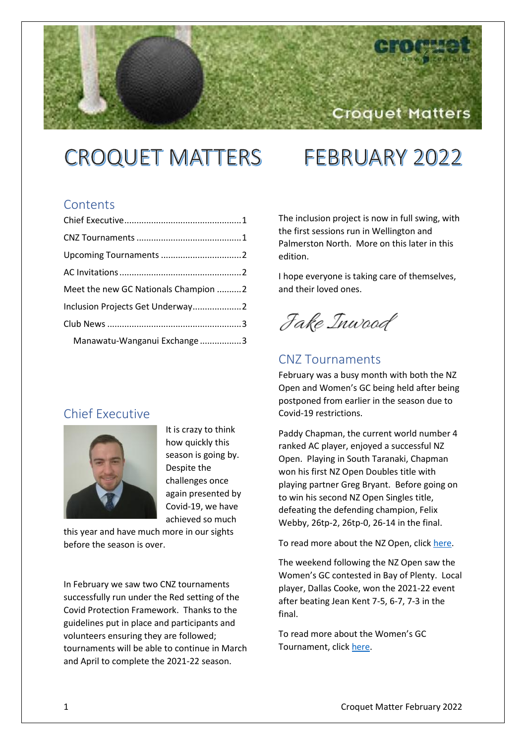# CROQUET MATTERS FEBRUARY 2022

## Contents

- Chief Executive ... 1
- CNZ Tournaments ... 1
- Upcoming Tournaments ... 2
- AC Invitations ... 2
- Meet the new GC Nationals Champion ... 2
- Inclusion Projects Get Underway ... 2
- Club News ... 3
  - Manawatu-Wanganui Exchange ... 3

## Chief Executive

It is crazy to think how quickly this season is going by. Despite the challenges once again presented by Covid-19, we have achieved so much this year and have much more in our sights before the season is over.

In February we saw two CNZ tournaments successfully run under the Red setting of the Covid Protection Framework. Thanks to the guidelines put in place and participants and volunteers ensuring they are followed; tournaments will be able to continue in March and April to complete the 2021-22 season.

The inclusion project is now in full swing, with the first sessions run in Wellington and Palmerston North. More on this later in this edition.

I hope everyone is taking care of themselves, and their loved ones.

*Jake Inwood*

## CNZ Tournaments

February was a busy month with both the NZ Open and Women's GC being held after being postponed from earlier in the season due to Covid-19 restrictions.

Paddy Chapman, the current world number 4 ranked AC player, enjoyed a successful NZ Open. Playing in South Taranaki, Chapman won his first NZ Open Doubles title with playing partner Greg Bryant. Before going on to win his second NZ Open Singles title, defeating the defending champion, Felix Webby, 26tp-2, 26tp-0, 26-14 in the final.

To read more about the NZ Open, click here.

The weekend following the NZ Open saw the Women's GC contested in Bay of Plenty. Local player, Dallas Cooke, won the 2021-22 event after beating Jean Kent 7-5, 6-7, 7-3 in the final.

To read more about the Women's GC Tournament, click here.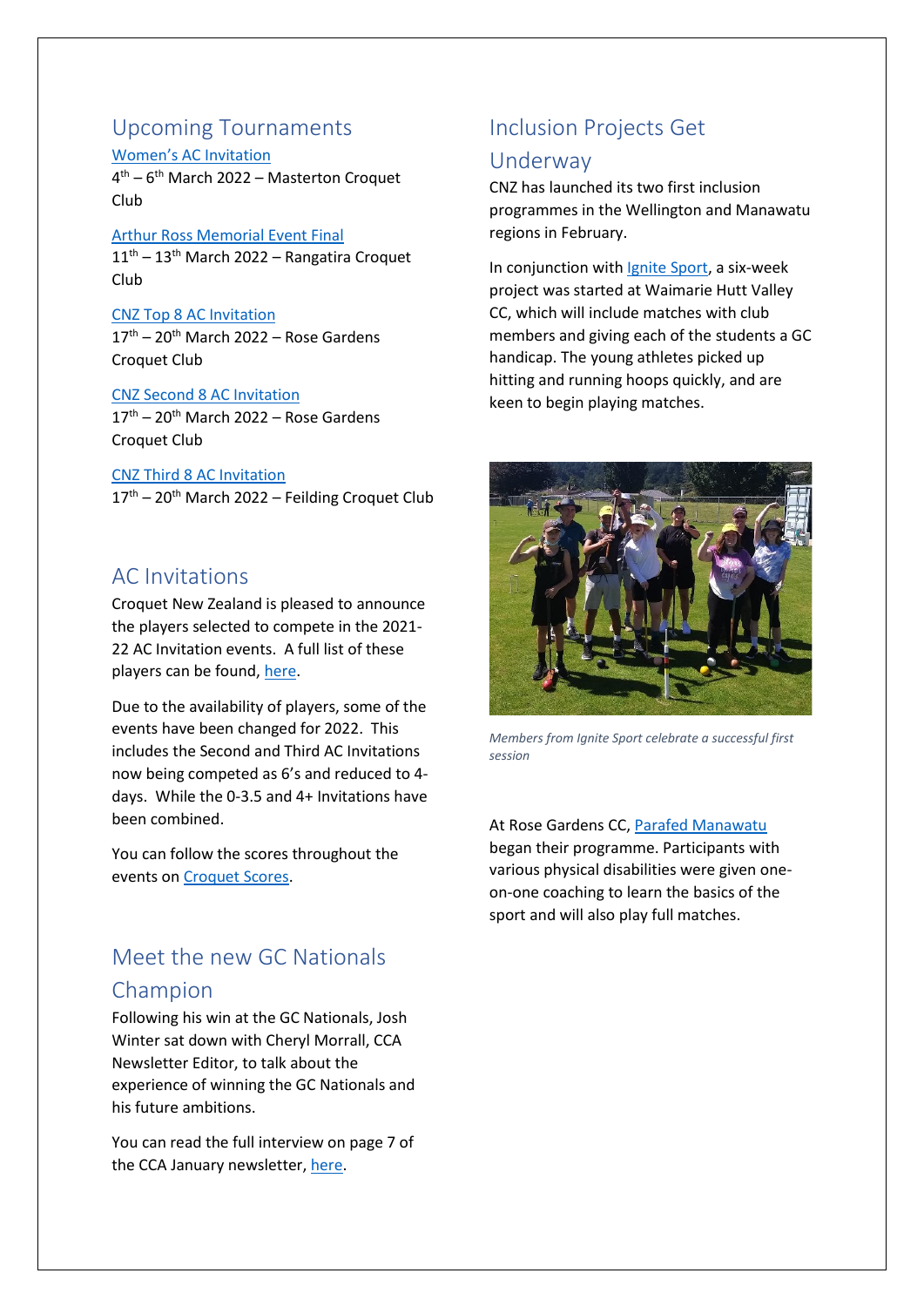## Upcoming Tournaments

[Women's AC Invitation]
4th – 6th March 2022 – Masterton Croquet Club

[Arthur Ross Memorial Event Final]
11th – 13th March 2022 – Rangatira Croquet Club

[CNZ Top 8 AC Invitation]
17th – 20th March 2022 – Rose Gardens Croquet Club

[CNZ Second 8 AC Invitation]
17th – 20th March 2022 – Rose Gardens Croquet Club

[CNZ Third 8 AC Invitation]
17th – 20th March 2022 – Feilding Croquet Club

## AC Invitations

Croquet New Zealand is pleased to announce the players selected to compete in the 2021-22 AC Invitation events. A full list of these players can be found, here.

Due to the availability of players, some of the events have been changed for 2022. This includes the Second and Third AC Invitations now being competed as 6's and reduced to 4-days. While the 0-3.5 and 4+ Invitations have been combined.

You can follow the scores throughout the events on Croquet Scores.

## Meet the new GC Nationals Champion

Following his win at the GC Nationals, Josh Winter sat down with Cheryl Morrall, CCA Newsletter Editor, to talk about the experience of winning the GC Nationals and his future ambitions.

You can read the full interview on page 7 of the CCA January newsletter, here.

## Inclusion Projects Get Underway

CNZ has launched its two first inclusion programmes in the Wellington and Manawatu regions in February.

In conjunction with Ignite Sport, a six-week project was started at Waimarie Hutt Valley CC, which will include matches with club members and giving each of the students a GC handicap. The young athletes picked up hitting and running hoops quickly, and are keen to begin playing matches.

*Members from Ignite Sport celebrate a successful first session*

At Rose Gardens CC, Parafed Manawatu began their programme. Participants with various physical disabilities were given one-on-one coaching to learn the basics of the sport and will also play full matches.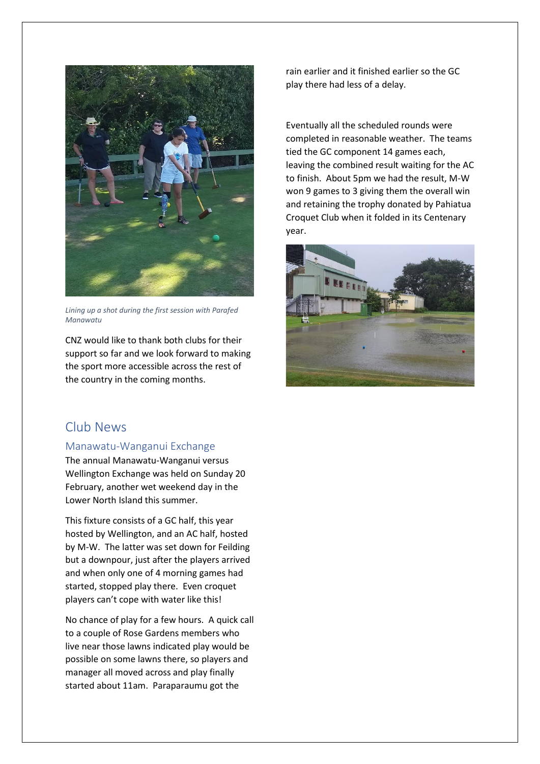*Lining up a shot during the first session with Parafed Manawatu*

CNZ would like to thank both clubs for their support so far and we look forward to making the sport more accessible across the rest of the country in the coming months.

# Club News

## Manawatu-Wanganui Exchange

The annual Manawatu-Wanganui versus Wellington Exchange was held on Sunday 20 February, another wet weekend day in the Lower North Island this summer.

This fixture consists of a GC half, this year hosted by Wellington, and an AC half, hosted by M-W. The latter was set down for Feilding but a downpour, just after the players arrived and when only one of 4 morning games had started, stopped play there. Even croquet players can't cope with water like this!

No chance of play for a few hours. A quick call to a couple of Rose Gardens members who live near those lawns indicated play would be possible on some lawns there, so players and manager all moved across and play finally started about 11am. Paraparaumu got the rain earlier and it finished earlier so the GC play there had less of a delay.

Eventually all the scheduled rounds were completed in reasonable weather. The teams tied the GC component 14 games each, leaving the combined result waiting for the AC to finish. About 5pm we had the result, M-W won 9 games to 3 giving them the overall win and retaining the trophy donated by Pahiatua Croquet Club when it folded in its Centenary year.